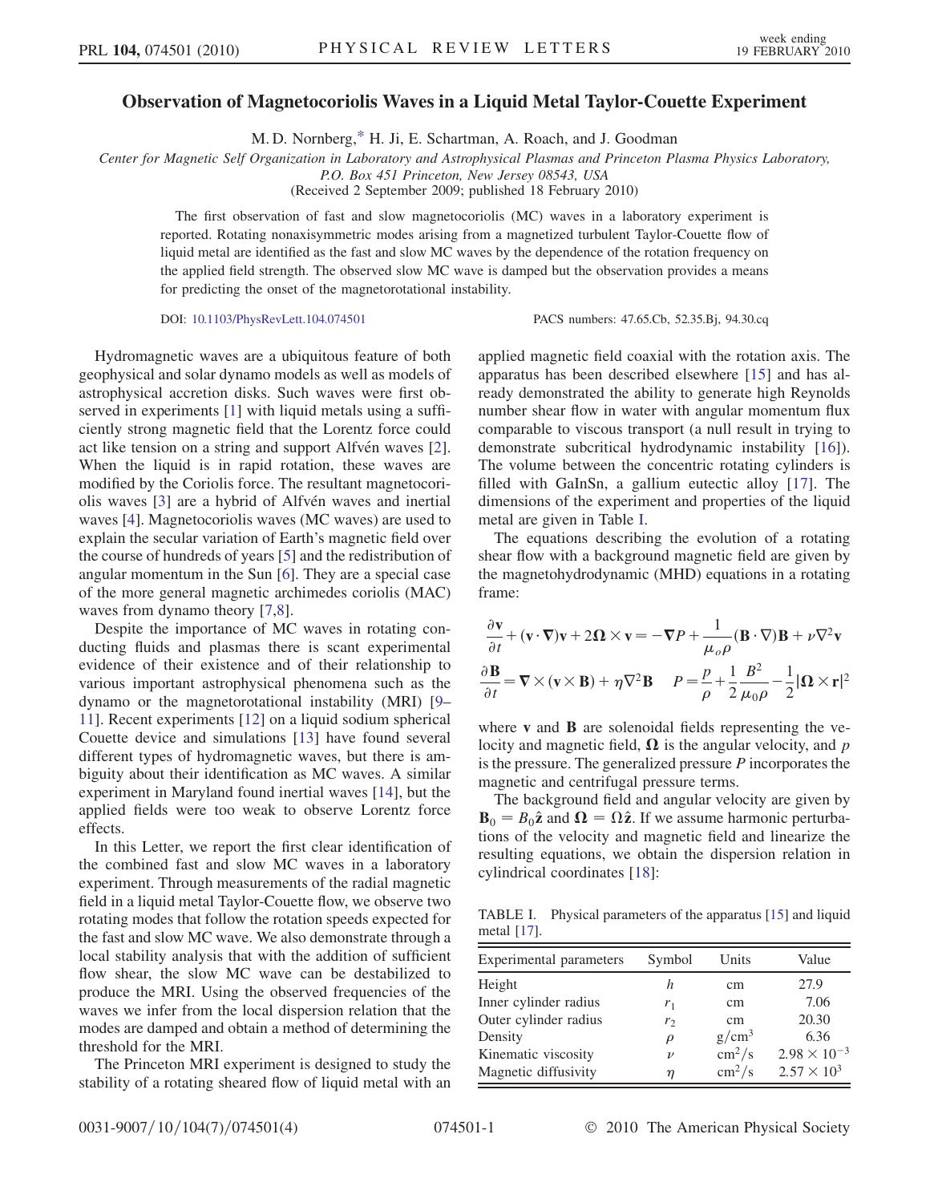# Observation of Magnetocoriolis Waves in a Liquid Metal Taylor-Couette Experiment

M. D. Nornberg,* H. Ji, E. Schartman, A. Roach, and J. Goodman

*Center for Magnetic Self Organization in Laboratory and Astrophysical Plasmas and Princeton Plasma Physics Laboratory, P.O. Box 451 Princeton, New Jersey 08543, USA*

(Received 2 September 2009; published 18 February 2010)

The first observation of fast and slow magnetocoriolis (MC) waves in a laboratory experiment is reported. Rotating nonaxisymmetric modes arising from a magnetized turbulent Taylor-Couette flow of liquid metal are identified as the fast and slow MC waves by the dependence of the rotation frequency on the applied field strength. The observed slow MC wave is damped but the observation provides a means for predicting the onset of the magnetorotational instability.

DOI: 10.1103/PhysRevLett.104.074501 PACS numbers: 47.65.Cb, 52.35.Bj, 94.30.cq

Hydromagnetic waves are a ubiquitous feature of both geophysical and solar dynamo models as well as models of astrophysical accretion disks. Such waves were first observed in experiments [1] with liquid metals using a sufficiently strong magnetic field that the Lorentz force could act like tension on a string and support Alfvén waves [2]. When the liquid is in rapid rotation, these waves are modified by the Coriolis force. The resultant magnetocoriolis waves [3] are a hybrid of Alfvén waves and inertial waves [4]. Magnetocoriolis waves (MC waves) are used to explain the secular variation of Earth's magnetic field over the course of hundreds of years [5] and the redistribution of angular momentum in the Sun [6]. They are a special case of the more general magnetic archimedes coriolis (MAC) waves from dynamo theory [7,8].

Despite the importance of MC waves in rotating conducting fluids and plasmas there is scant experimental evidence of their existence and of their relationship to various important astrophysical phenomena such as the dynamo or the magnetorotational instability (MRI) [9–11]. Recent experiments [12] on a liquid sodium spherical Couette device and simulations [13] have found several different types of hydromagnetic waves, but there is ambiguity about their identification as MC waves. A similar experiment in Maryland found inertial waves [14], but the applied fields were too weak to observe Lorentz force effects.

In this Letter, we report the first clear identification of the combined fast and slow MC waves in a laboratory experiment. Through measurements of the radial magnetic field in a liquid metal Taylor-Couette flow, we observe two rotating modes that follow the rotation speeds expected for the fast and slow MC wave. We also demonstrate through a local stability analysis that with the addition of sufficient flow shear, the slow MC wave can be destabilized to produce the MRI. Using the observed frequencies of the waves we infer from the local dispersion relation that the modes are damped and obtain a method of determining the threshold for the MRI.

The Princeton MRI experiment is designed to study the stability of a rotating sheared flow of liquid metal with an applied magnetic field coaxial with the rotation axis. The apparatus has been described elsewhere [15] and has already demonstrated the ability to generate high Reynolds number shear flow in water with angular momentum flux comparable to viscous transport (a null result in trying to demonstrate subcritical hydrodynamic instability [16]). The volume between the concentric rotating cylinders is filled with GaInSn, a gallium eutectic alloy [17]. The dimensions of the experiment and properties of the liquid metal are given in Table I.

The equations describing the evolution of a rotating shear flow with a background magnetic field are given by the magnetohydrodynamic (MHD) equations in a rotating frame:

$$\frac{\partial \mathbf{v}}{\partial t} + (\mathbf{v}\cdot\nabla)\mathbf{v} + 2\mathbf{\Omega}\times\mathbf{v} = -\nabla P + \frac{1}{\mu_o \rho}(\mathbf{B}\cdot\nabla)\mathbf{B} + \nu\nabla^2\mathbf{v}$$

$$\frac{\partial \mathbf{B}}{\partial t} = \nabla\times(\mathbf{v}\times\mathbf{B}) + \eta\nabla^2\mathbf{B} \qquad P = \frac{p}{\rho} + \frac{1}{2}\frac{B^2}{\mu_0 \rho} - \frac{1}{2}|\mathbf{\Omega}\times\mathbf{r}|^2$$

where $\mathbf{v}$ and $\mathbf{B}$ are solenoidal fields representing the velocity and magnetic field, $\mathbf{\Omega}$ is the angular velocity, and $p$ is the pressure. The generalized pressure $P$ incorporates the magnetic and centrifugal pressure terms.

The background field and angular velocity are given by $\mathbf{B}_0 = B_0\hat{\mathbf{z}}$ and $\mathbf{\Omega} = \Omega\hat{\mathbf{z}}$. If we assume harmonic perturbations of the velocity and magnetic field and linearize the resulting equations, we obtain the dispersion relation in cylindrical coordinates [18]:

TABLE I. Physical parameters of the apparatus [15] and liquid metal [17].

| Experimental parameters | Symbol | Units | Value |
|---|---|---|---|
| Height | $h$ | cm | 27.9 |
| Inner cylinder radius | $r_1$ | cm | 7.06 |
| Outer cylinder radius | $r_2$ | cm | 20.30 |
| Density | $\rho$ | g/cm$^3$ | 6.36 |
| Kinematic viscosity | $\nu$ | cm$^2$/s | $2.98\times10^{-3}$ |
| Magnetic diffusivity | $\eta$ | cm$^2$/s | $2.57\times10^{3}$ |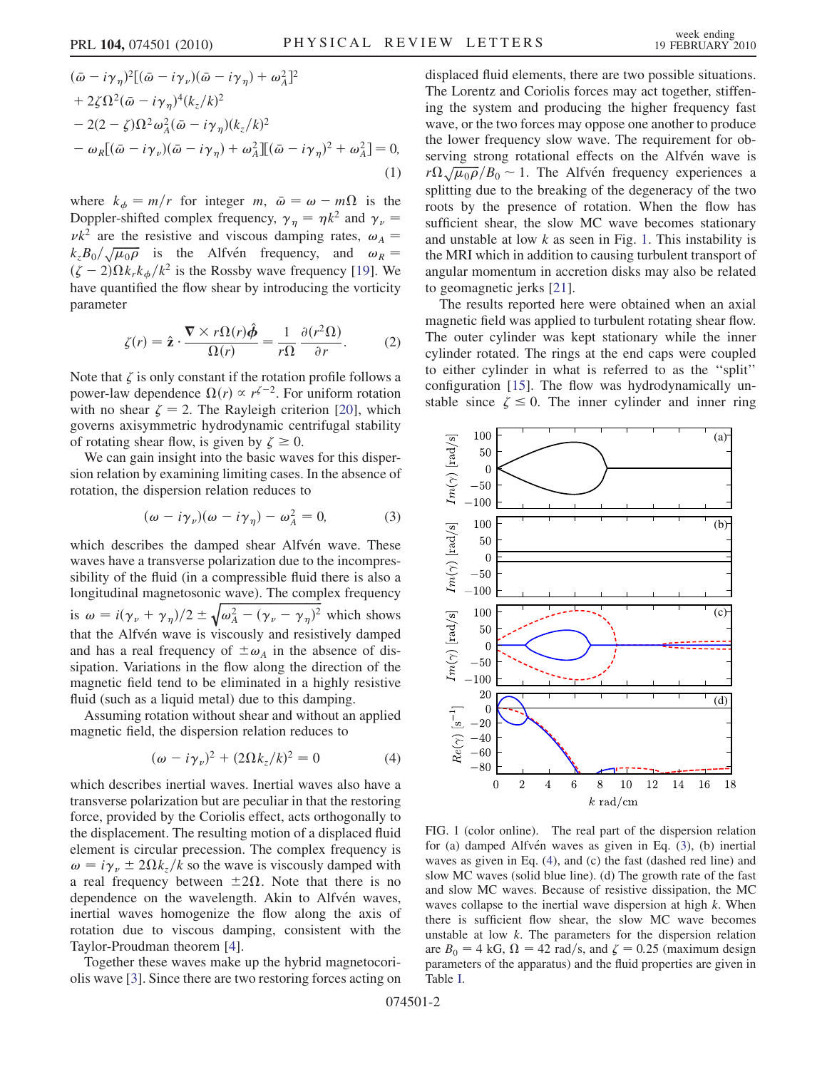$$
\begin{aligned}
&(\bar{\omega} - i\gamma_\eta)^2[(\bar{\omega} - i\gamma_\nu)(\bar{\omega} - i\gamma_\eta) + \omega_A^2]^2 \\
&+ 2\zeta\Omega^2(\bar{\omega} - i\gamma_\eta)^4(k_z/k)^2 \\
&- 2(2-\zeta)\Omega^2\omega_A^2(\bar{\omega} - i\gamma_\eta)(k_z/k)^2 \\
&- \omega_R[(\bar{\omega} - i\gamma_\nu)(\bar{\omega} - i\gamma_\eta) + \omega_A^2][(\bar{\omega} - i\gamma_\eta)^2 + \omega_A^2] = 0,
\end{aligned} \tag{1}
$$

where $k_\phi = m/r$ for integer $m$, $\bar{\omega} = \omega - m\Omega$ is the Doppler-shifted complex frequency, $\gamma_\eta = \eta k^2$ and $\gamma_\nu = \nu k^2$ are the resistive and viscous damping rates, $\omega_A = k_z B_0/\sqrt{\mu_0 \rho}$ is the Alfvén frequency, and $\omega_R = (\zeta - 2)\Omega k_r k_\phi / k^2$ is the Rossby wave frequency [19]. We have quantified the flow shear by introducing the vorticity parameter

$$
\zeta(r) = \hat{\mathbf{z}} \cdot \frac{\nabla \times r\Omega(r)\hat{\boldsymbol{\phi}}}{\Omega(r)} = \frac{1}{r\Omega}\frac{\partial(r^2\Omega)}{\partial r}. \tag{2}
$$

Note that $\zeta$ is only constant if the rotation profile follows a power-law dependence $\Omega(r) \propto r^{\zeta-2}$. For uniform rotation with no shear $\zeta = 2$. The Rayleigh criterion [20], which governs axisymmetric hydrodynamic centrifugal stability of rotating shear flow, is given by $\zeta \geq 0$.

We can gain insight into the basic waves for this dispersion relation by examining limiting cases. In the absence of rotation, the dispersion relation reduces to

$$
(\omega - i\gamma_\nu)(\omega - i\gamma_\eta) - \omega_A^2 = 0, \tag{3}
$$

which describes the damped shear Alfvén wave. These waves have a transverse polarization due to the incompressibility of the fluid (in a compressible fluid there is also a longitudinal magnetosonic wave). The complex frequency is $\omega = i(\gamma_\nu + \gamma_\eta)/2 \pm \sqrt{\omega_A^2 - (\gamma_\nu - \gamma_\eta)^2}$ which shows that the Alfvén wave is viscously and resistively damped and has a real frequency of $\pm\omega_A$ in the absence of dissipation. Variations in the flow along the direction of the magnetic field tend to be eliminated in a highly resistive fluid (such as a liquid metal) due to this damping.

Assuming rotation without shear and without an applied magnetic field, the dispersion relation reduces to

$$
(\omega - i\gamma_\nu)^2 + (2\Omega k_z/k)^2 = 0 \tag{4}
$$

which describes inertial waves. Inertial waves also have a transverse polarization but are peculiar in that the restoring force, provided by the Coriolis effect, acts orthogonally to the displacement. The resulting motion of a displaced fluid element is circular precession. The complex frequency is $\omega = i\gamma_\nu \pm 2\Omega k_z/k$ so the wave is viscously damped with a real frequency between $\pm 2\Omega$. Note that there is no dependence on the wavelength. Akin to Alfvén waves, inertial waves homogenize the flow along the axis of rotation due to viscous damping, consistent with the Taylor-Proudman theorem [4].

Together these waves make up the hybrid magnetocoriolis wave [3]. Since there are two restoring forces acting on displaced fluid elements, there are two possible situations. The Lorentz and Coriolis forces may act together, stiffening the system and producing the higher frequency fast wave, or the two forces may oppose one another to produce the lower frequency slow wave. The requirement for observing strong rotational effects on the Alfvén wave is $r\Omega\sqrt{\mu_0\rho}/B_0 \sim 1$. The Alfvén frequency experiences a splitting due to the breaking of the degeneracy of the two roots by the presence of rotation. When the flow has sufficient shear, the slow MC wave becomes stationary and unstable at low $k$ as seen in Fig. 1. This instability is the MRI which in addition to causing turbulent transport of angular momentum in accretion disks may also be related to geomagnetic jerks [21].

The results reported here were obtained when an axial magnetic field was applied to turbulent rotating shear flow. The outer cylinder was kept stationary while the inner cylinder rotated. The rings at the end caps were coupled to either cylinder in what is referred to as the "split" configuration [15]. The flow was hydrodynamically unstable since $\zeta \leq 0$. The inner cylinder and inner ring

FIG. 1 (color online). The real part of the dispersion relation for (a) damped Alfvén waves as given in Eq. (3), (b) inertial waves as given in Eq. (4), and (c) the fast (dashed red line) and slow MC waves (solid blue line). (d) The growth rate of the fast and slow MC waves. Because of resistive dissipation, the MC waves collapse to the inertial wave dispersion at high $k$. When there is sufficient flow shear, the slow MC wave becomes unstable at low $k$. The parameters for the dispersion relation are $B_0 = 4$ kG, $\Omega = 42$ rad/s, and $\zeta = 0.25$ (maximum design parameters of the apparatus) and the fluid properties are given in Table I.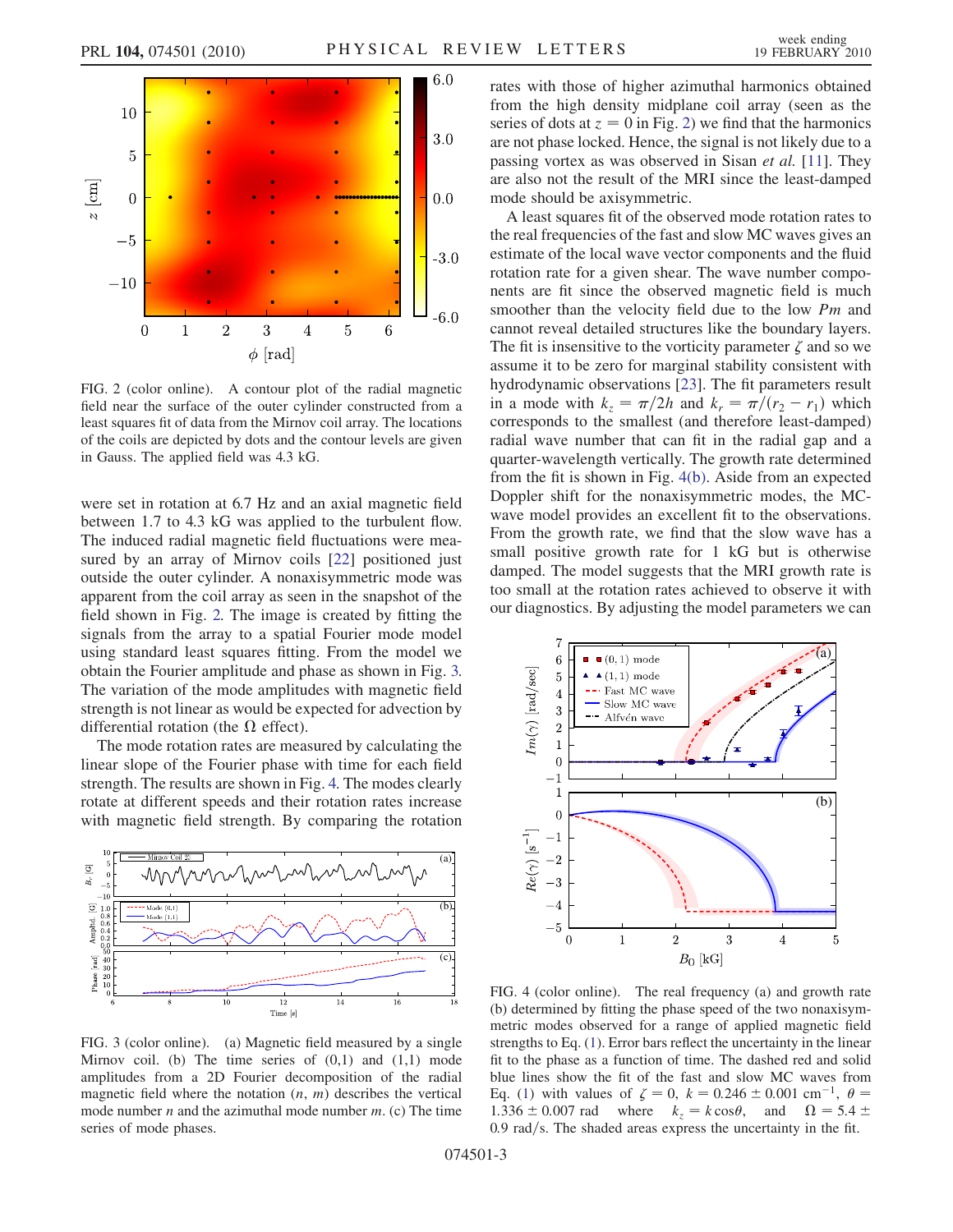FIG. 2 (color online). A contour plot of the radial magnetic field near the surface of the outer cylinder constructed from a least squares fit of data from the Mirnov coil array. The locations of the coils are depicted by dots and the contour levels are given in Gauss. The applied field was 4.3 kG.

were set in rotation at 6.7 Hz and an axial magnetic field between 1.7 to 4.3 kG was applied to the turbulent flow. The induced radial magnetic field fluctuations were measured by an array of Mirnov coils [22] positioned just outside the outer cylinder. A nonaxisymmetric mode was apparent from the coil array as seen in the snapshot of the field shown in Fig. 2. The image is created by fitting the signals from the array to a spatial Fourier mode model using standard least squares fitting. From the model we obtain the Fourier amplitude and phase as shown in Fig. 3. The variation of the mode amplitudes with magnetic field strength is not linear as would be expected for advection by differential rotation (the $\Omega$ effect).

The mode rotation rates are measured by calculating the linear slope of the Fourier phase with time for each field strength. The results are shown in Fig. 4. The modes clearly rotate at different speeds and their rotation rates increase with magnetic field strength. By comparing the rotation rates with those of higher azimuthal harmonics obtained from the high density midplane coil array (seen as the series of dots at $z = 0$ in Fig. 2) we find that the harmonics are not phase locked. Hence, the signal is not likely due to a passing vortex as was observed in Sisan *et al.* [11]. They are also not the result of the MRI since the least-damped mode should be axisymmetric.

A least squares fit of the observed mode rotation rates to the real frequencies of the fast and slow MC waves gives an estimate of the local wave vector components and the fluid rotation rate for a given shear. The wave number components are fit since the observed magnetic field is much smoother than the velocity field due to the low *Pm* and cannot reveal detailed structures like the boundary layers. The fit is insensitive to the vorticity parameter $\zeta$ and so we assume it to be zero for marginal stability consistent with hydrodynamic observations [23]. The fit parameters result in a mode with $k_z = \pi/2h$ and $k_r = \pi/(r_2 - r_1)$ which corresponds to the smallest (and therefore least-damped) radial wave number that can fit in the radial gap and a quarter-wavelength vertically. The growth rate determined from the fit is shown in Fig. 4(b). Aside from an expected Doppler shift for the nonaxisymmetric modes, the MC-wave model provides an excellent fit to the observations. From the growth rate, we find that the slow wave has a small positive growth rate for 1 kG but is otherwise damped. The model suggests that the MRI growth rate is too small at the rotation rates achieved to observe it with our diagnostics. By adjusting the model parameters we can

FIG. 3 (color online). (a) Magnetic field measured by a single Mirnov coil. (b) The time series of (0,1) and (1,1) mode amplitudes from a 2D Fourier decomposition of the radial magnetic field where the notation $(n, m)$ describes the vertical mode number $n$ and the azimuthal mode number $m$. (c) The time series of mode phases.

FIG. 4 (color online). The real frequency (a) and growth rate (b) determined by fitting the phase speed of the two nonaxisymmetric modes observed for a range of applied magnetic field strengths to Eq. (1). Error bars reflect the uncertainty in the linear fit to the phase as a function of time. The dashed red and solid blue lines show the fit of the fast and slow MC waves from Eq. (1) with values of $\zeta = 0$, $k = 0.246 \pm 0.001\ \text{cm}^{-1}$, $\theta = 1.336 \pm 0.007$ rad where $k_z = k\cos\theta$, and $\Omega = 5.4 \pm 0.9$ rad/s. The shaded areas express the uncertainty in the fit.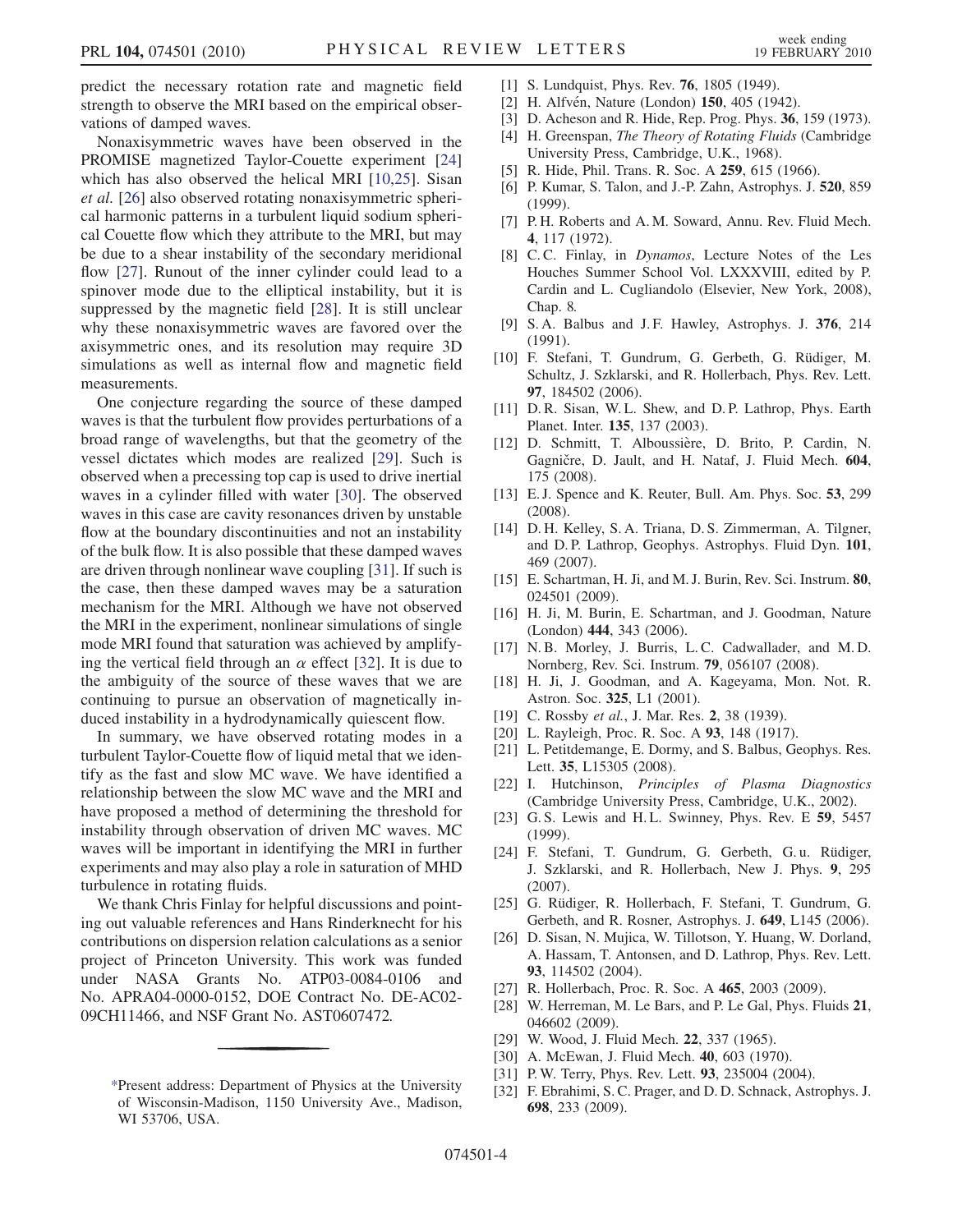predict the necessary rotation rate and magnetic field strength to observe the MRI based on the empirical observations of damped waves.

Nonaxisymmetric waves have been observed in the PROMISE magnetized Taylor-Couette experiment [24] which has also observed the helical MRI [10,25]. Sisan *et al.* [26] also observed rotating nonaxisymmetric spherical harmonic patterns in a turbulent liquid sodium spherical Couette flow which they attribute to the MRI, but may be due to a shear instability of the secondary meridional flow [27]. Runout of the inner cylinder could lead to a spinover mode due to the elliptical instability, but it is suppressed by the magnetic field [28]. It is still unclear why these nonaxisymmetric waves are favored over the axisymmetric ones, and its resolution may require 3D simulations as well as internal flow and magnetic field measurements.

One conjecture regarding the source of these damped waves is that the turbulent flow provides perturbations of a broad range of wavelengths, but that the geometry of the vessel dictates which modes are realized [29]. Such is observed when a precessing top cap is used to drive inertial waves in a cylinder filled with water [30]. The observed waves in this case are cavity resonances driven by unstable flow at the boundary discontinuities and not an instability of the bulk flow. It is also possible that these damped waves are driven through nonlinear wave coupling [31]. If such is the case, then these damped waves may be a saturation mechanism for the MRI. Although we have not observed the MRI in the experiment, nonlinear simulations of single mode MRI found that saturation was achieved by amplifying the vertical field through an $\alpha$ effect [32]. It is due to the ambiguity of the source of these waves that we are continuing to pursue an observation of magnetically induced instability in a hydrodynamically quiescent flow.

In summary, we have observed rotating modes in a turbulent Taylor-Couette flow of liquid metal that we identify as the fast and slow MC wave. We have identified a relationship between the slow MC wave and the MRI and have proposed a method of determining the threshold for instability through observation of driven MC waves. MC waves will be important in identifying the MRI in further experiments and may also play a role in saturation of MHD turbulence in rotating fluids.

We thank Chris Finlay for helpful discussions and pointing out valuable references and Hans Rinderknecht for his contributions on dispersion relation calculations as a senior project of Princeton University. This work was funded under NASA Grants No. ATP03-0084-0106 and No. APRA04-0000-0152, DOE Contract No. DE-AC02-09CH11466, and NSF Grant No. AST0607472.

*Present address: Department of Physics at the University of Wisconsin-Madison, 1150 University Ave., Madison, WI 53706, USA.

[1] S. Lundquist, Phys. Rev. **76**, 1805 (1949).
[2] H. Alfvén, Nature (London) **150**, 405 (1942).
[3] D. Acheson and R. Hide, Rep. Prog. Phys. **36**, 159 (1973).
[4] H. Greenspan, *The Theory of Rotating Fluids* (Cambridge University Press, Cambridge, U.K., 1968).
[5] R. Hide, Phil. Trans. R. Soc. A **259**, 615 (1966).
[6] P. Kumar, S. Talon, and J.-P. Zahn, Astrophys. J. **520**, 859 (1999).
[7] P. H. Roberts and A. M. Soward, Annu. Rev. Fluid Mech. **4**, 117 (1972).
[8] C. C. Finlay, in *Dynamos*, Lecture Notes of the Les Houches Summer School Vol. LXXXVIII, edited by P. Cardin and L. Cugliandolo (Elsevier, New York, 2008), Chap. 8.
[9] S. A. Balbus and J. F. Hawley, Astrophys. J. **376**, 214 (1991).
[10] F. Stefani, T. Gundrum, G. Gerbeth, G. Rüdiger, M. Schultz, J. Szklarski, and R. Hollerbach, Phys. Rev. Lett. **97**, 184502 (2006).
[11] D. R. Sisan, W. L. Shew, and D. P. Lathrop, Phys. Earth Planet. Inter. **135**, 137 (2003).
[12] D. Schmitt, T. Alboussière, D. Brito, P. Cardin, N. Gagniĉre, D. Jault, and H. Nataf, J. Fluid Mech. **604**, 175 (2008).
[13] E. J. Spence and K. Reuter, Bull. Am. Phys. Soc. **53**, 299 (2008).
[14] D. H. Kelley, S. A. Triana, D. S. Zimmerman, A. Tilgner, and D. P. Lathrop, Geophys. Astrophys. Fluid Dyn. **101**, 469 (2007).
[15] E. Schartman, H. Ji, and M. J. Burin, Rev. Sci. Instrum. **80**, 024501 (2009).
[16] H. Ji, M. Burin, E. Schartman, and J. Goodman, Nature (London) **444**, 343 (2006).
[17] N. B. Morley, J. Burris, L. C. Cadwallader, and M. D. Nornberg, Rev. Sci. Instrum. **79**, 056107 (2008).
[18] H. Ji, J. Goodman, and A. Kageyama, Mon. Not. R. Astron. Soc. **325**, L1 (2001).
[19] C. Rossby *et al.*, J. Mar. Res. **2**, 38 (1939).
[20] L. Rayleigh, Proc. R. Soc. A **93**, 148 (1917).
[21] L. Petitdemange, E. Dormy, and S. Balbus, Geophys. Res. Lett. **35**, L15305 (2008).
[22] I. Hutchinson, *Principles of Plasma Diagnostics* (Cambridge University Press, Cambridge, U.K., 2002).
[23] G. S. Lewis and H. L. Swinney, Phys. Rev. E **59**, 5457 (1999).
[24] F. Stefani, T. Gundrum, G. Gerbeth, G. u. Rüdiger, J. Szklarski, and R. Hollerbach, New J. Phys. **9**, 295 (2007).
[25] G. Rüdiger, R. Hollerbach, F. Stefani, T. Gundrum, G. Gerbeth, and R. Rosner, Astrophys. J. **649**, L145 (2006).
[26] D. Sisan, N. Mujica, W. Tillotson, Y. Huang, W. Dorland, A. Hassam, T. Antonsen, and D. Lathrop, Phys. Rev. Lett. **93**, 114502 (2004).
[27] R. Hollerbach, Proc. R. Soc. A **465**, 2003 (2009).
[28] W. Herreman, M. Le Bars, and P. Le Gal, Phys. Fluids **21**, 046602 (2009).
[29] W. Wood, J. Fluid Mech. **22**, 337 (1965).
[30] A. McEwan, J. Fluid Mech. **40**, 603 (1970).
[31] P. W. Terry, Phys. Rev. Lett. **93**, 235004 (2004).
[32] F. Ebrahimi, S. C. Prager, and D. D. Schnack, Astrophys. J. **698**, 233 (2009).